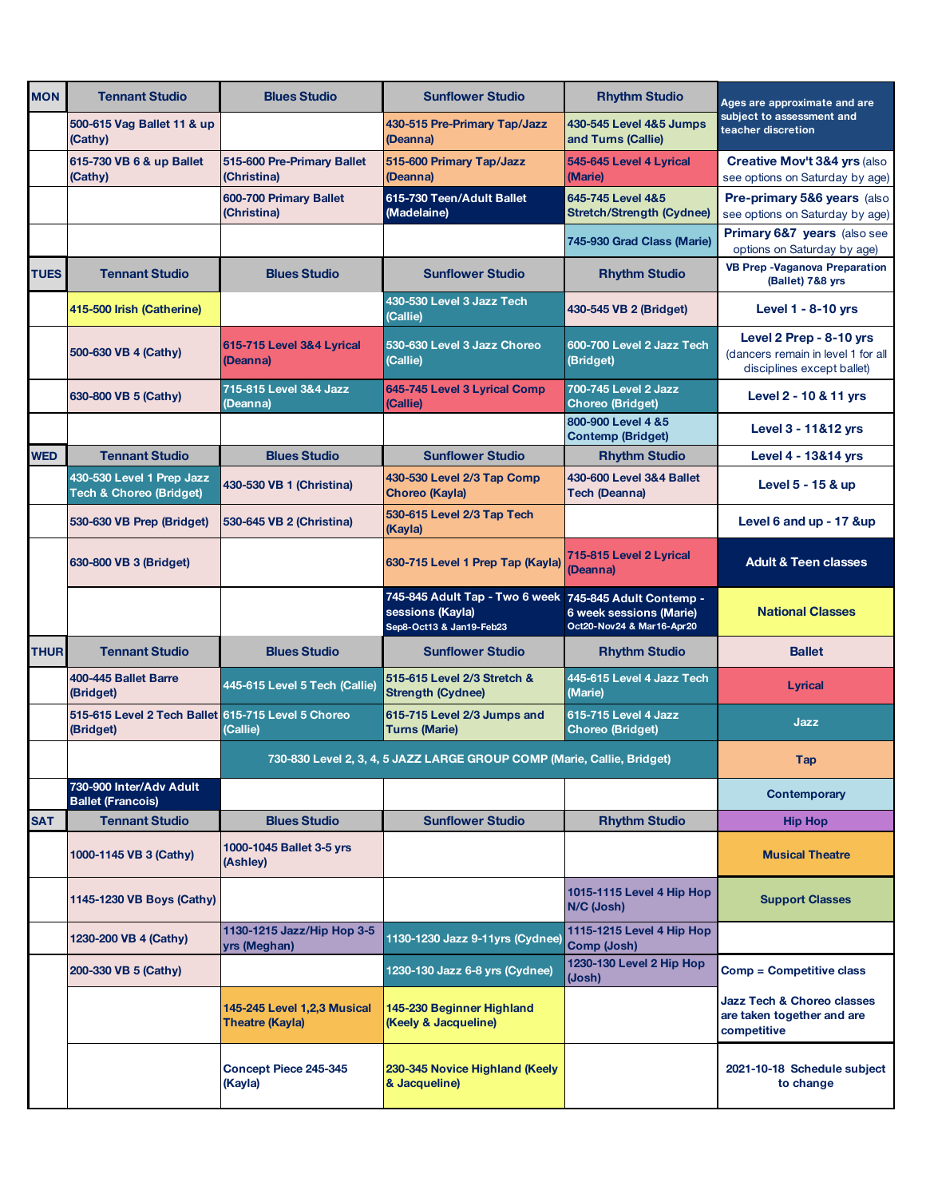| MON | Tennant Studio | Blues Studio | Sunflower Studio | Rhythm Studio | Ages are approximate and are subject to assessment and teacher discretion |
|---|---|---|---|---|---|
| | 500-615 Vag Ballet 11 & up (Cathy) | | 430-515 Pre-Primary Tap/Jazz (Deanna) | 430-545 Level 4&5 Jumps and Turns (Callie) | **Creative Mov't 3&4 yrs** (also see options on Saturday by age) |
| | 615-730 VB 6 & up Ballet (Cathy) | 515-600 Pre-Primary Ballet (Christina) | 515-600 Primary Tap/Jazz (Deanna) | 545-645 Level 4 Lyrical (Marie) | **Pre-primary 5&6 years** (also see options on Saturday by age) |
| | | 600-700 Primary Ballet (Christina) | 615-730 Teen/Adult Ballet (Madelaine) | 645-745 Level 4&5 Stretch/Strength (Cydnee) | **Primary 6&7 years** (also see options on Saturday by age) |
| | | | | 745-930 Grad Class (Marie) | **VB Prep -Vaganova Preparation (Ballet) 7&8 yrs** |
| **TUES** | **Tennant Studio** | **Blues Studio** | **Sunflower Studio** | **Rhythm Studio** | |
| | 415-500 Irish (Catherine) | | 430-530 Level 3 Jazz Tech (Callie) | 430-545 VB 2 (Bridget) | **Level 1 - 8-10 yrs** |
| | 500-630 VB 4 (Cathy) | 615-715 Level 3&4 Lyrical (Deanna) | 530-630 Level 3 Jazz Choreo (Callie) | 600-700 Level 2 Jazz Tech (Bridget) | **Level 2 Prep - 8-10 yrs** (dancers remain in level 1 for all disciplines except ballet) |
| | 630-800 VB 5 (Cathy) | 715-815 Level 3&4 Jazz (Deanna) | 645-745 Level 3 Lyrical Comp (Callie) | 700-745 Level 2 Jazz Choreo (Bridget) | **Level 2 - 10 & 11 yrs** |
| | | | | 800-900 Level 4 &5 Contemp (Bridget) | **Level 3 - 11&12 yrs** |
| **WED** | **Tennant Studio** | **Blues Studio** | **Sunflower Studio** | **Rhythm Studio** | **Level 4 - 13&14 yrs** |
| | 430-530 Level 1 Prep Jazz Tech & Choreo (Bridget) | 430-530 VB 1 (Christina) | 430-530 Level 2/3 Tap Comp Choreo (Kayla) | 430-600 Level 3&4 Ballet Tech (Deanna) | **Level 5 - 15 & up** |
| | 530-630 VB Prep (Bridget) | 530-645 VB 2 (Christina) | 530-615 Level 2/3 Tap Tech (Kayla) | | **Level 6 and up - 17 &up** |
| | 630-800 VB 3 (Bridget) | | 630-715 Level 1 Prep Tap (Kayla) | 715-815 Level 2 Lyrical (Deanna) | **Adult & Teen classes** |
| | | | 745-845 Adult Tap - Two 6 week sessions (Kayla) Sep8-Oct13 & Jan19-Feb23 | 745-845 Adult Contemp - 6 week sessions (Marie) Oct20-Nov24 & Mar16-Apr20 | **National Classes** |
| **THUR** | **Tennant Studio** | **Blues Studio** | **Sunflower Studio** | **Rhythm Studio** | **Ballet** |
| | 400-445 Ballet Barre (Bridget) | 445-615 Level 5 Tech (Callie) | 515-615 Level 2/3 Stretch & Strength (Cydnee) | 445-615 Level 4 Jazz Tech (Marie) | **Lyrical** |
| | 515-615 Level 2 Tech Ballet (Bridget) | 615-715 Level 5 Choreo (Callie) | 615-715 Level 2/3 Jumps and Turns (Marie) | 615-715 Level 4 Jazz Choreo (Bridget) | **Jazz** |
| | | 730-830 Level 2, 3, 4, 5 JAZZ LARGE GROUP COMP (Marie, Callie, Bridget) | | | **Tap** |
| | 730-900 Inter/Adv Adult Ballet (Francois) | | | | **Contemporary** |
| **SAT** | **Tennant Studio** | **Blues Studio** | **Sunflower Studio** | **Rhythm Studio** | **Hip Hop** |
| | 1000-1145 VB 3 (Cathy) | 1000-1045 Ballet 3-5 yrs (Ashley) | | | **Musical Theatre** |
| | 1145-1230 VB Boys (Cathy) | | | 1015-1115 Level 4 Hip Hop N/C (Josh) | **Support Classes** |
| | 1230-200 VB 4 (Cathy) | 1130-1215 Jazz/Hip Hop 3-5 yrs (Meghan) | 1130-1230 Jazz 9-11yrs (Cydnee) | 1115-1215 Level 4 Hip Hop Comp (Josh) | |
| | 200-330 VB 5 (Cathy) | | 1230-130 Jazz 6-8 yrs (Cydnee) | 1230-130 Level 2 Hip Hop (Josh) | Comp = Competitive class |
| | | 145-245 Level 1,2,3 Musical Theatre (Kayla) | 145-230 Beginner Highland (Keely & Jacqueline) | | Jazz Tech & Choreo classes are taken together and are competitive |
| | | Concept Piece 245-345 (Kayla) | 230-345 Novice Highland (Keely & Jacqueline) | | 2021-10-18 Schedule subject to change |